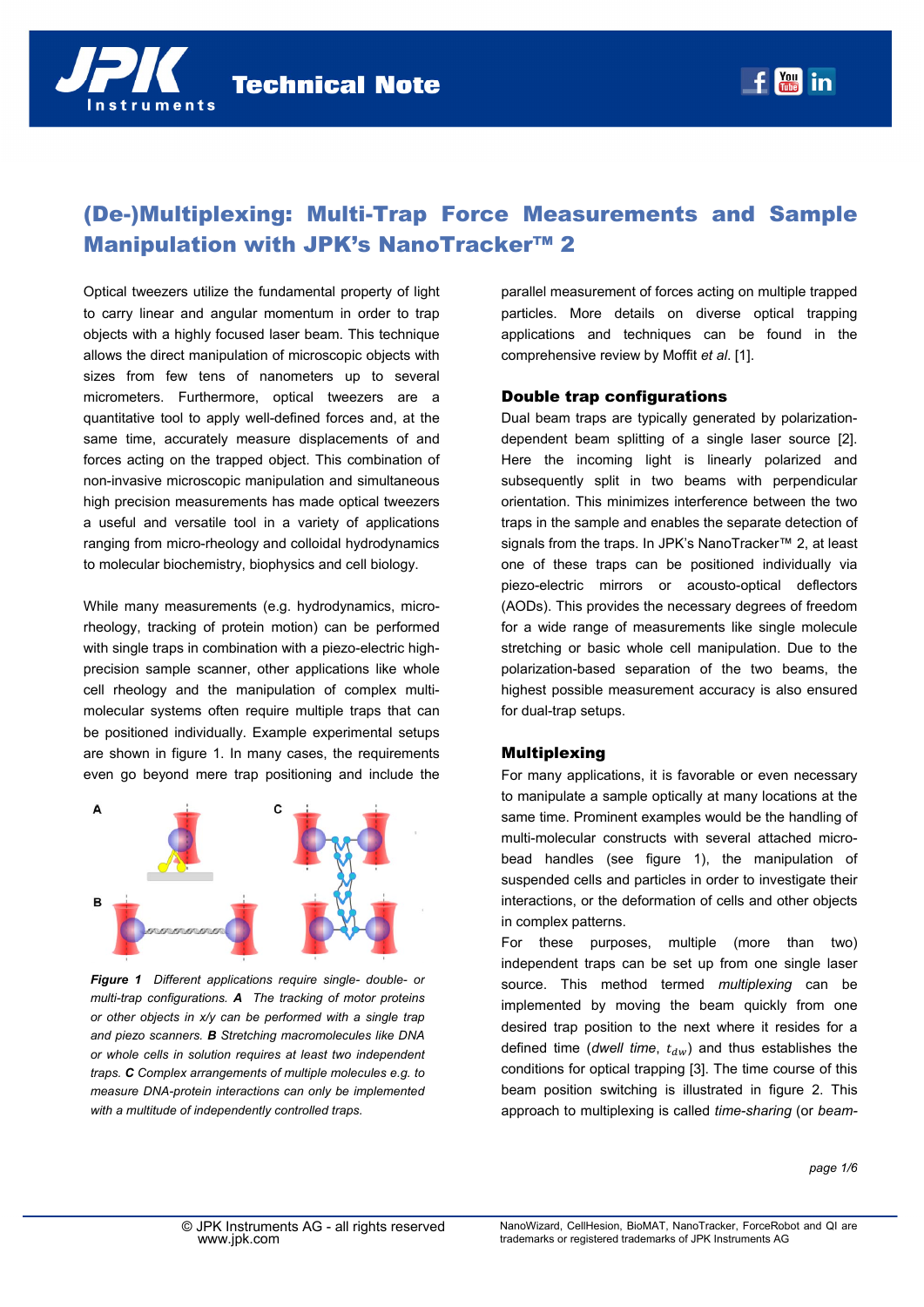# (De-)Multiplexing: Multi-Trap Force Measurements and Sample Manipulation with JPK's NanoTracker™ 2

Optical tweezers utilize the fundamental property of light to carry linear and angular momentum in order to trap objects with a highly focused laser beam. This technique allows the direct manipulation of microscopic objects with sizes from few tens of nanometers up to several micrometers. Furthermore, optical tweezers are a quantitative tool to apply well-defined forces and, at the same time, accurately measure displacements of and forces acting on the trapped object. This combination of non-invasive microscopic manipulation and simultaneous high precision measurements has made optical tweezers a useful and versatile tool in a variety of applications ranging from micro-rheology and colloidal hydrodynamics to molecular biochemistry, biophysics and cell biology.

While many measurements (e.g. hydrodynamics, micro-rheology, tracking of protein motion) can be performed with single traps in combination with a piezo-electric high-precision sample scanner, other applications like whole cell rheology and the manipulation of complex multi-molecular systems often require multiple traps that can be positioned individually. Example experimental setups are shown in figure 1. In many cases, the requirements even go beyond mere trap positioning and include the parallel measurement of forces acting on multiple trapped particles. More details on diverse optical trapping applications and techniques can be found in the comprehensive review by Moffit *et al*. [1].

*Figure 1 Different applications require single- double- or multi-trap configurations.* ***A*** *The tracking of motor proteins or other objects in x/y can be performed with a single trap and piezo scanners.* ***B*** *Stretching macromolecules like DNA or whole cells in solution requires at least two independent traps.* ***C*** *Complex arrangements of multiple molecules e.g. to measure DNA-protein interactions can only be implemented with a multitude of independently controlled traps.*

## Double trap configurations

Dual beam traps are typically generated by polarization-dependent beam splitting of a single laser source [2]. Here the incoming light is linearly polarized and subsequently split in two beams with perpendicular orientation. This minimizes interference between the two traps in the sample and enables the separate detection of signals from the traps. In JPK's NanoTracker™ 2, at least one of these traps can be positioned individually via piezo-electric mirrors or acousto-optical deflectors (AODs). This provides the necessary degrees of freedom for a wide range of measurements like single molecule stretching or basic whole cell manipulation. Due to the polarization-based separation of the two beams, the highest possible measurement accuracy is also ensured for dual-trap setups.

## Multiplexing

For many applications, it is favorable or even necessary to manipulate a sample optically at many locations at the same time. Prominent examples would be the handling of multi-molecular constructs with several attached micro-bead handles (see figure 1), the manipulation of suspended cells and particles in order to investigate their interactions, or the deformation of cells and other objects in complex patterns.

For these purposes, multiple (more than two) independent traps can be set up from one single laser source. This method termed *multiplexing* can be implemented by moving the beam quickly from one desired trap position to the next where it resides for a defined time (*dwell time*, $t_{dw}$) and thus establishes the conditions for optical trapping [3]. The time course of this beam position switching is illustrated in figure 2. This approach to multiplexing is called *time-sharing* (or *beam-*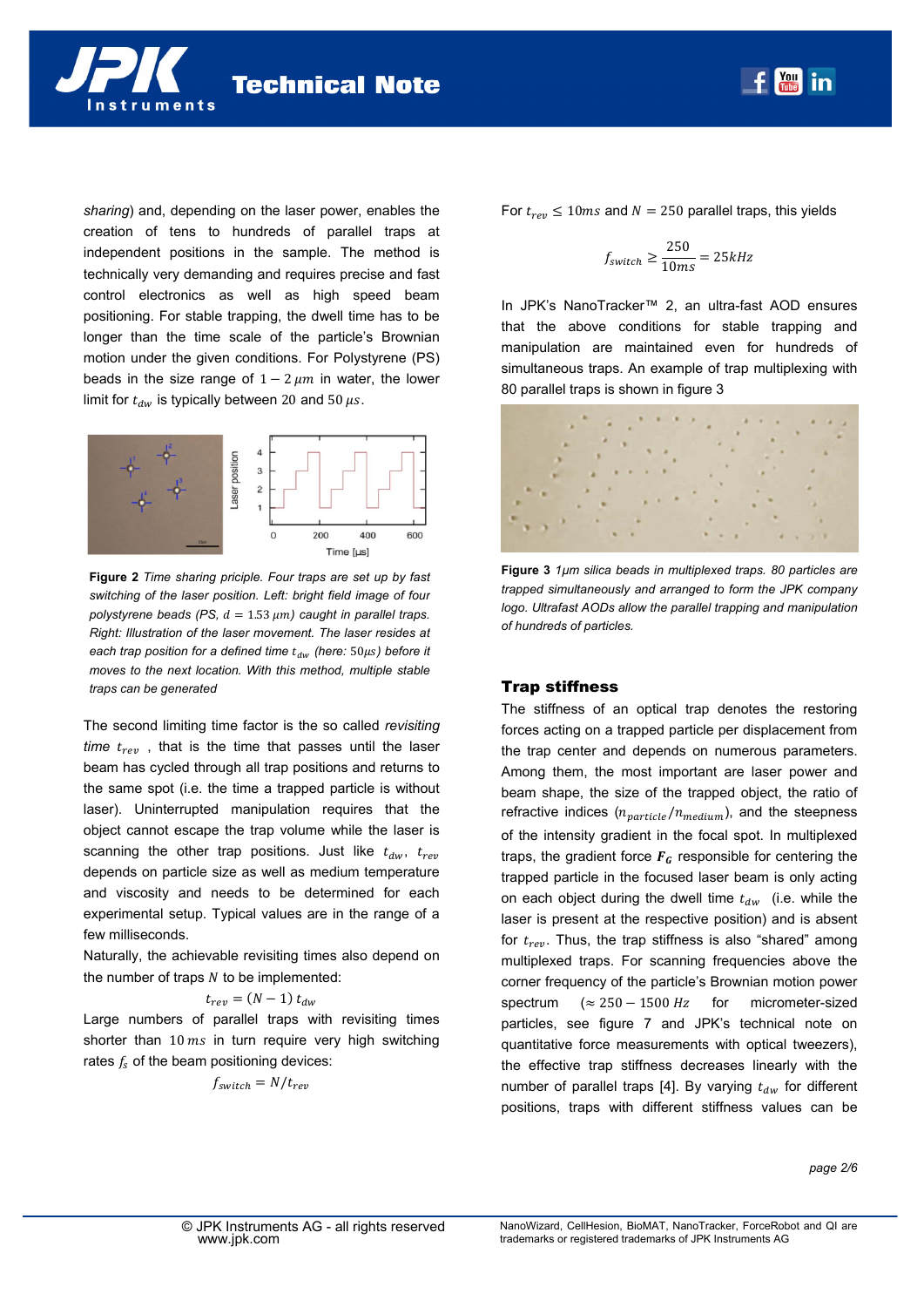*sharing*) and, depending on the laser power, enables the creation of tens to hundreds of parallel traps at independent positions in the sample. The method is technically very demanding and requires precise and fast control electronics as well as high speed beam positioning. For stable trapping, the dwell time has to be longer than the time scale of the particle's Brownian motion under the given conditions. For Polystyrene (PS) beads in the size range of $1-2\,\mu m$ in water, the lower limit for $t_{dw}$ is typically between $20$ and $50\,\mu s$.

**Figure 2** *Time sharing priciple. Four traps are set up by fast switching of the laser position. Left: bright field image of four polystyrene beads (PS, $d = 1.53\,\mu m$) caught in parallel traps. Right: Illustration of the laser movement. The laser resides at each trap position for a defined time $t_{dw}$ (here: $50\mu s$) before it moves to the next location. With this method, multiple stable traps can be generated*

The second limiting time factor is the so called *revisiting time* $t_{rev}$ , that is the time that passes until the laser beam has cycled through all trap positions and returns to the same spot (i.e. the time a trapped particle is without laser). Uninterrupted manipulation requires that the object cannot escape the trap volume while the laser is scanning the other trap positions. Just like $t_{dw}$, $t_{rev}$ depends on particle size as well as medium temperature and viscosity and needs to be determined for each experimental setup. Typical values are in the range of a few milliseconds.

Naturally, the achievable revisiting times also depend on the number of traps $N$ to be implemented:

$$t_{rev} = (N-1)\, t_{dw}$$

Large numbers of parallel traps with revisiting times shorter than $10\,ms$ in turn require very high switching rates $f_s$ of the beam positioning devices:

$$f_{switch} = N/t_{rev}$$

For $t_{rev} \leq 10ms$ and $N = 250$ parallel traps, this yields

$$f_{switch} \geq \frac{250}{10ms} = 25kHz$$

In JPK's NanoTracker™ 2, an ultra-fast AOD ensures that the above conditions for stable trapping and manipulation are maintained even for hundreds of simultaneous traps. An example of trap multiplexing with 80 parallel traps is shown in figure 3

**Figure 3** *1µm silica beads in multiplexed traps. 80 particles are trapped simultaneously and arranged to form the JPK company logo. Ultrafast AODs allow the parallel trapping and manipulation of hundreds of particles.*

## Trap stiffness

The stiffness of an optical trap denotes the restoring forces acting on a trapped particle per displacement from the trap center and depends on numerous parameters. Among them, the most important are laser power and beam shape, the size of the trapped object, the ratio of refractive indices ($n_{particle}/n_{medium}$), and the steepness of the intensity gradient in the focal spot. In multiplexed traps, the gradient force $\boldsymbol{F_G}$ responsible for centering the trapped particle in the focused laser beam is only acting on each object during the dwell time $t_{dw}$ (i.e. while the laser is present at the respective position) and is absent for $t_{rev}$. Thus, the trap stiffness is also "shared" among multiplexed traps. For scanning frequencies above the corner frequency of the particle's Brownian motion power spectrum ($\approx 250-1500\,Hz$ for micrometer-sized particles, see figure 7 and JPK's technical note on quantitative force measurements with optical tweezers), the effective trap stiffness decreases linearly with the number of parallel traps [4]. By varying $t_{dw}$ for different positions, traps with different stiffness values can be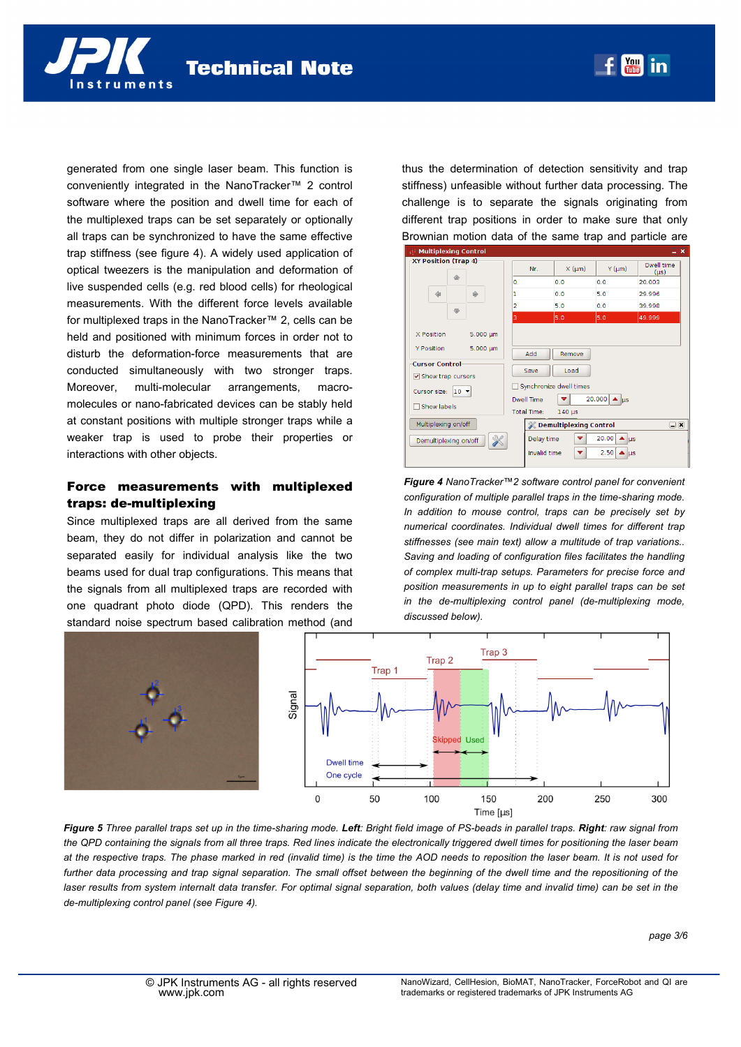generated from one single laser beam. This function is conveniently integrated in the NanoTracker™ 2 control software where the position and dwell time for each of the multiplexed traps can be set separately or optionally all traps can be synchronized to have the same effective trap stiffness (see figure 4). A widely used application of optical tweezers is the manipulation and deformation of live suspended cells (e.g. red blood cells) for rheological measurements. With the different force levels available for multiplexed traps in the NanoTracker™ 2, cells can be held and positioned with minimum forces in order not to disturb the deformation-force measurements that are conducted simultaneously with two stronger traps. Moreover, multi-molecular arrangements, macro-molecules or nano-fabricated devices can be stably held at constant positions with multiple stronger traps while a weaker trap is used to probe their properties or interactions with other objects.

## Force measurements with multiplexed traps: de-multiplexing

Since multiplexed traps are all derived from the same beam, they do not differ in polarization and cannot be separated easily for individual analysis like the two beams used for dual trap configurations. This means that the signals from all multiplexed traps are recorded with one quadrant photo diode (QPD). This renders the standard noise spectrum based calibration method (and thus the determination of detection sensitivity and trap stiffness) unfeasible without further data processing. The challenge is to separate the signals originating from different trap positions in order to make sure that only Brownian motion data of the same trap and particle are

*Figure 4 NanoTracker™2 software control panel for convenient configuration of multiple parallel traps in the time-sharing mode. In addition to mouse control, traps can be precisely set by numerical coordinates. Individual dwell times for different trap stiffnesses (see main text) allow a multitude of trap variations.. Saving and loading of configuration files facilitates the handling of complex multi-trap setups. Parameters for precise force and position measurements in up to eight parallel traps can be set in the de-multiplexing control panel (de-multiplexing mode, discussed below).*

***Figure 5** Three parallel traps set up in the time-sharing mode. **Left**: Bright field image of PS-beads in parallel traps. **Right**: raw signal from the QPD containing the signals from all three traps. Red lines indicate the electronically triggered dwell times for positioning the laser beam at the respective traps. The phase marked in red (invalid time) is the time the AOD needs to reposition the laser beam. It is not used for further data processing and trap signal separation. The small offset between the beginning of the dwell time and the repositioning of the laser results from system internalt data transfer. For optimal signal separation, both values (delay time and invalid time) can be set in the de-multiplexing control panel (see Figure 4).*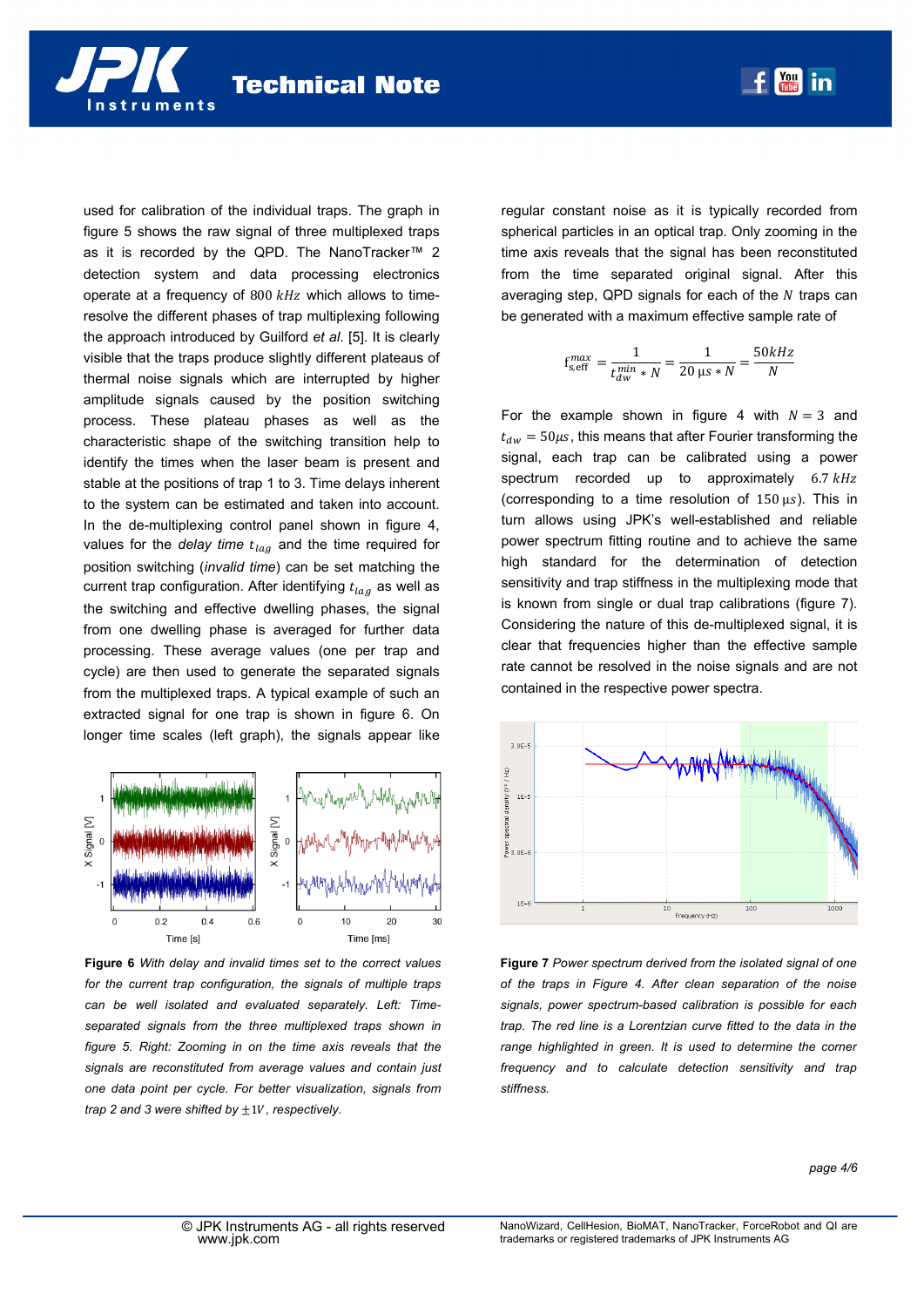used for calibration of the individual traps. The graph in figure 5 shows the raw signal of three multiplexed traps as it is recorded by the QPD. The NanoTracker™ 2 detection system and data processing electronics operate at a frequency of $800\,kHz$ which allows to time-resolve the different phases of trap multiplexing following the approach introduced by Guilford *et al*. [5]. It is clearly visible that the traps produce slightly different plateaus of thermal noise signals which are interrupted by higher amplitude signals caused by the position switching process. These plateau phases as well as the characteristic shape of the switching transition help to identify the times when the laser beam is present and stable at the positions of trap 1 to 3. Time delays inherent to the system can be estimated and taken into account. In the de-multiplexing control panel shown in figure 4, values for the *delay time* $t_{lag}$ and the time required for position switching (*invalid time*) can be set matching the current trap configuration. After identifying $t_{lag}$ as well as the switching and effective dwelling phases, the signal from one dwelling phase is averaged for further data processing. These average values (one per trap and cycle) are then used to generate the separated signals from the multiplexed traps. A typical example of such an extracted signal for one trap is shown in figure 6. On longer time scales (left graph), the signals appear like regular constant noise as it is typically recorded from spherical particles in an optical trap. Only zooming in the time axis reveals that the signal has been reconstituted from the time separated original signal. After this averaging step, QPD signals for each of the $N$ traps can be generated with a maximum effective sample rate of

$$f_{s,\mathrm{eff}}^{max} = \frac{1}{t_{dw}^{min} * N} = \frac{1}{20\,\mu s * N} = \frac{50kHz}{N}$$

For the example shown in figure 4 with $N = 3$ and $t_{dw} = 50\mu s$, this means that after Fourier transforming the signal, each trap can be calibrated using a power spectrum recorded up to approximately $6.7\,kHz$ (corresponding to a time resolution of $150\,\mu s$). This in turn allows using JPK's well-established and reliable power spectrum fitting routine and to achieve the same high standard for the determination of detection sensitivity and trap stiffness in the multiplexing mode that is known from single or dual trap calibrations (figure 7). Considering the nature of this de-multiplexed signal, it is clear that frequencies higher than the effective sample rate cannot be resolved in the noise signals and are not contained in the respective power spectra.

**Figure 6** *With delay and invalid times set to the correct values for the current trap configuration, the signals of multiple traps can be well isolated and evaluated separately. Left: Time-separated signals from the three multiplexed traps shown in figure 5. Right: Zooming in on the time axis reveals that the signals are reconstituted from average values and contain just one data point per cycle. For better visualization, signals from trap 2 and 3 were shifted by* $\pm 1V$*, respectively.*

**Figure 7** *Power spectrum derived from the isolated signal of one of the traps in Figure 4. After clean separation of the noise signals, power spectrum-based calibration is possible for each trap. The red line is a Lorentzian curve fitted to the data in the range highlighted in green. It is used to determine the corner frequency and to calculate detection sensitivity and trap stiffness.*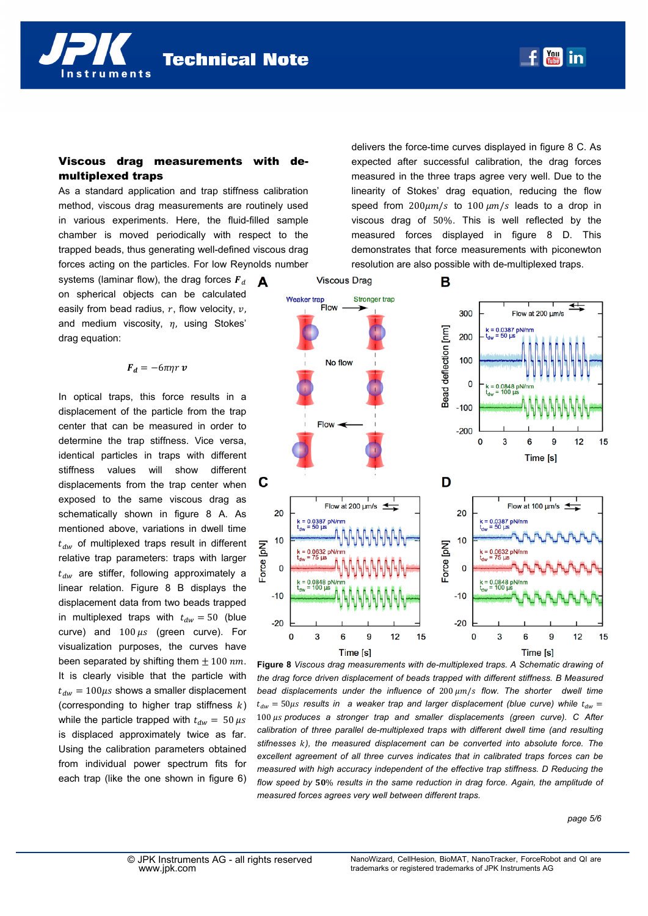## Viscous drag measurements with de-multiplexed traps

As a standard application and trap stiffness calibration method, viscous drag measurements are routinely used in various experiments. Here, the fluid-filled sample chamber is moved periodically with respect to the trapped beads, thus generating well-defined viscous drag forces acting on the particles. For low Reynolds number systems (laminar flow), the drag forces $\boldsymbol{F_d}$ on spherical objects can be calculated easily from bead radius, $r$, flow velocity, $v$, and medium viscosity, $\eta$, using Stokes' drag equation:

$$\boldsymbol{F_d} = -6\pi\eta r\,\boldsymbol{v}$$

In optical traps, this force results in a displacement of the particle from the trap center that can be measured in order to determine the trap stiffness. Vice versa, identical particles in traps with different stiffness values will show different displacements from the trap center when exposed to the same viscous drag as schematically shown in figure 8 A. As mentioned above, variations in dwell time $t_{dw}$ of multiplexed traps result in different relative trap parameters: traps with larger $t_{dw}$ are stiffer, following approximately a linear relation. Figure 8 B displays the displacement data from two beads trapped in multiplexed traps with $t_{dw} = 50$ (blue curve) and $100\,\mu s$ (green curve). For visualization purposes, the curves have been separated by shifting them $\pm 100\,nm$. It is clearly visible that the particle with $t_{dw} = 100\mu s$ shows a smaller displacement (corresponding to higher trap stiffness $k$) while the particle trapped with $t_{dw} = 50\,\mu s$ is displaced approximately twice as far. Using the calibration parameters obtained from individual power spectrum fits for each trap (like the one shown in figure 6) delivers the force-time curves displayed in figure 8 C. As expected after successful calibration, the drag forces measured in the three traps agree very well. Due to the linearity of Stokes' drag equation, reducing the flow speed from $200\mu m/s$ to $100\,\mu m/s$ leads to a drop in viscous drag of $50\%$. This is well reflected by the measured forces displayed in figure 8 D. This demonstrates that force measurements with piconewton resolution are also possible with de-multiplexed traps.

**Figure 8** *Viscous drag measurements with de-multiplexed traps. A Schematic drawing of the drag force driven displacement of beads trapped with different stiffness. B Measured bead displacements under the influence of $200\,\mu m/s$ flow. The shorter dwell time $t_{dw} = 50\mu s$ results in a weaker trap and larger displacement (blue curve) while $t_{dw} = 100\,\mu s$ produces a stronger trap and smaller displacements (green curve). C After calibration of three parallel de-multiplexed traps with different dwell time (and resulting stiffnesses $k$), the measured displacement can be converted into absolute force. The excellent agreement of all three curves indicates that in calibrated traps forces can be measured with high accuracy independent of the effective trap stiffness. D Reducing the flow speed by $\mathbf{50}\%$ results in the same reduction in drag force. Again, the amplitude of measured forces agrees very well between different traps.*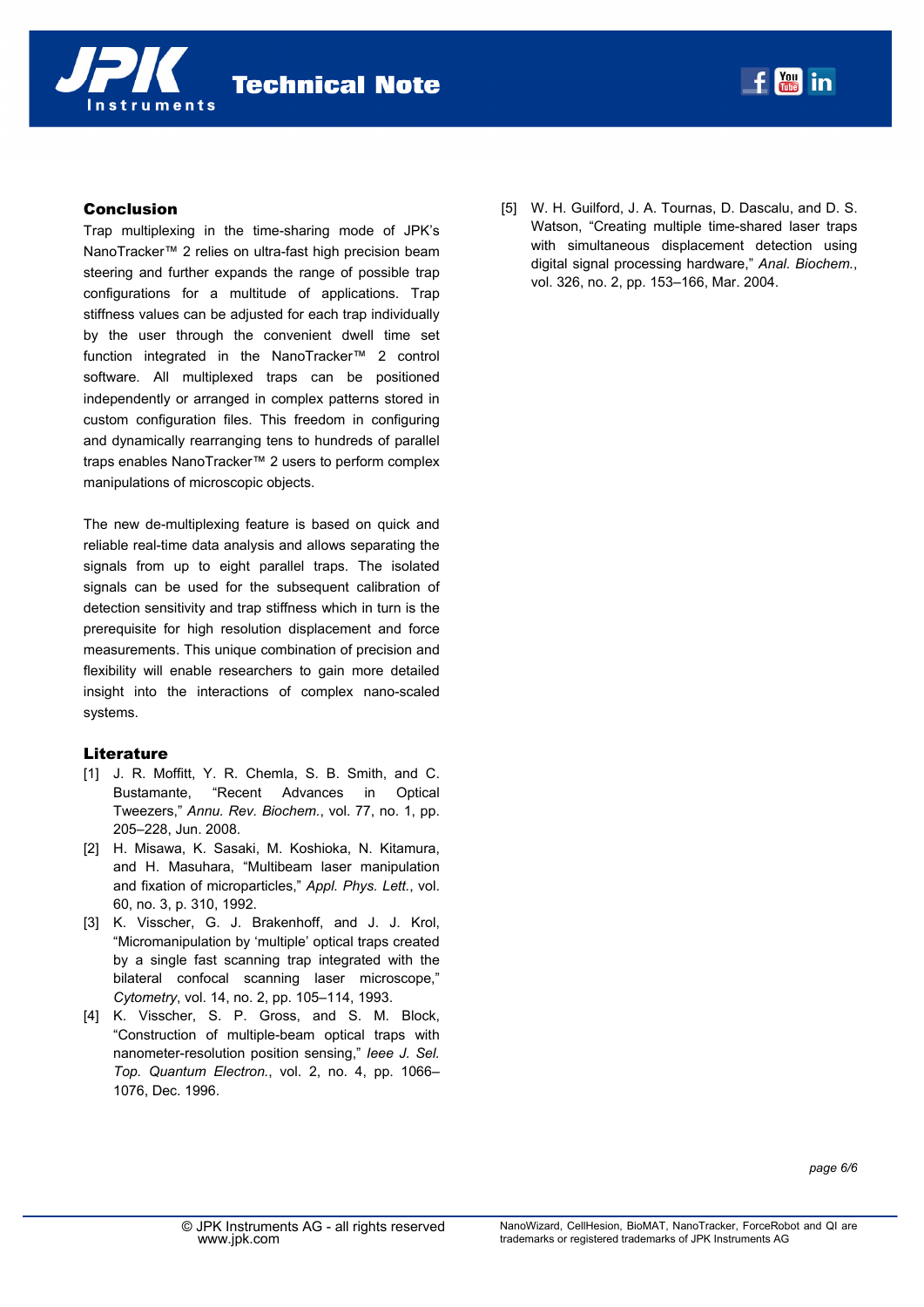## Conclusion

Trap multiplexing in the time-sharing mode of JPK's NanoTracker™ 2 relies on ultra-fast high precision beam steering and further expands the range of possible trap configurations for a multitude of applications. Trap stiffness values can be adjusted for each trap individually by the user through the convenient dwell time set function integrated in the NanoTracker™ 2 control software. All multiplexed traps can be positioned independently or arranged in complex patterns stored in custom configuration files. This freedom in configuring and dynamically rearranging tens to hundreds of parallel traps enables NanoTracker™ 2 users to perform complex manipulations of microscopic objects.

The new de-multiplexing feature is based on quick and reliable real-time data analysis and allows separating the signals from up to eight parallel traps. The isolated signals can be used for the subsequent calibration of detection sensitivity and trap stiffness which in turn is the prerequisite for high resolution displacement and force measurements. This unique combination of precision and flexibility will enable researchers to gain more detailed insight into the interactions of complex nano-scaled systems.

## Literature

[1] J. R. Moffitt, Y. R. Chemla, S. B. Smith, and C. Bustamante, "Recent Advances in Optical Tweezers," *Annu. Rev. Biochem.*, vol. 77, no. 1, pp. 205–228, Jun. 2008.

[2] H. Misawa, K. Sasaki, M. Koshioka, N. Kitamura, and H. Masuhara, "Multibeam laser manipulation and fixation of microparticles," *Appl. Phys. Lett.*, vol. 60, no. 3, p. 310, 1992.

[3] K. Visscher, G. J. Brakenhoff, and J. J. Krol, "Micromanipulation by 'multiple' optical traps created by a single fast scanning trap integrated with the bilateral confocal scanning laser microscope," *Cytometry*, vol. 14, no. 2, pp. 105–114, 1993.

[4] K. Visscher, S. P. Gross, and S. M. Block, "Construction of multiple-beam optical traps with nanometer-resolution position sensing," *Ieee J. Sel. Top. Quantum Electron.*, vol. 2, no. 4, pp. 1066–1076, Dec. 1996.

[5] W. H. Guilford, J. A. Tournas, D. Dascalu, and D. S. Watson, "Creating multiple time-shared laser traps with simultaneous displacement detection using digital signal processing hardware," *Anal. Biochem.*, vol. 326, no. 2, pp. 153–166, Mar. 2004.